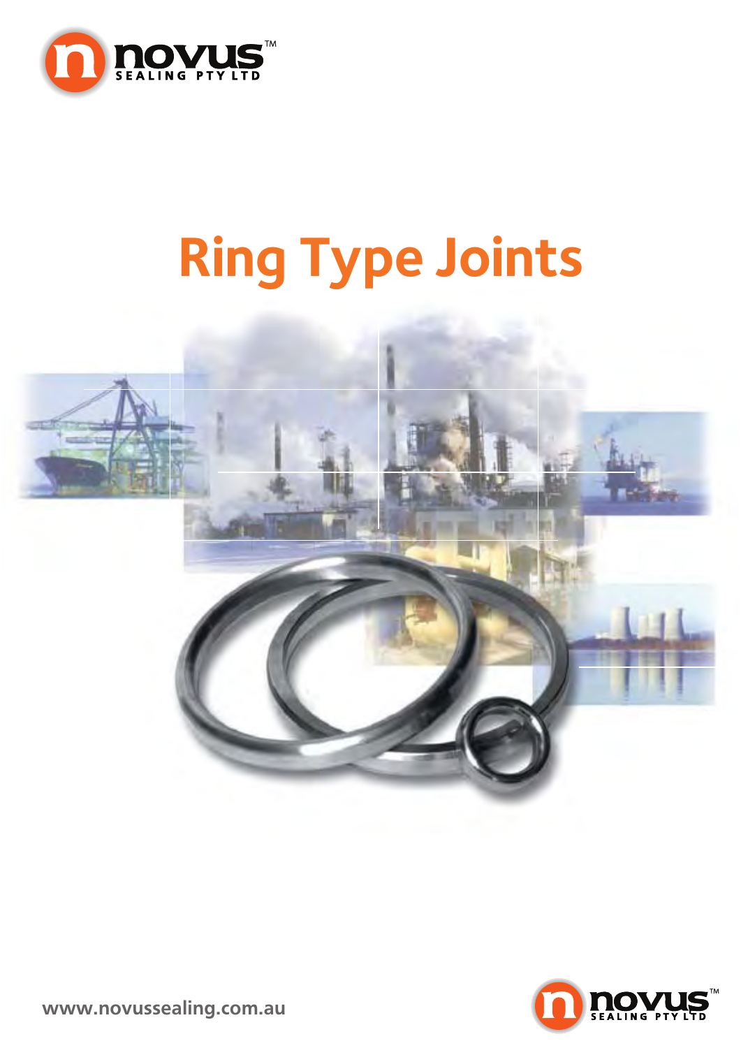novus™
SEALING PTY LTD

# Ring Type Joints

www.novussealing.com.au

novus™
SEALING PTY LTD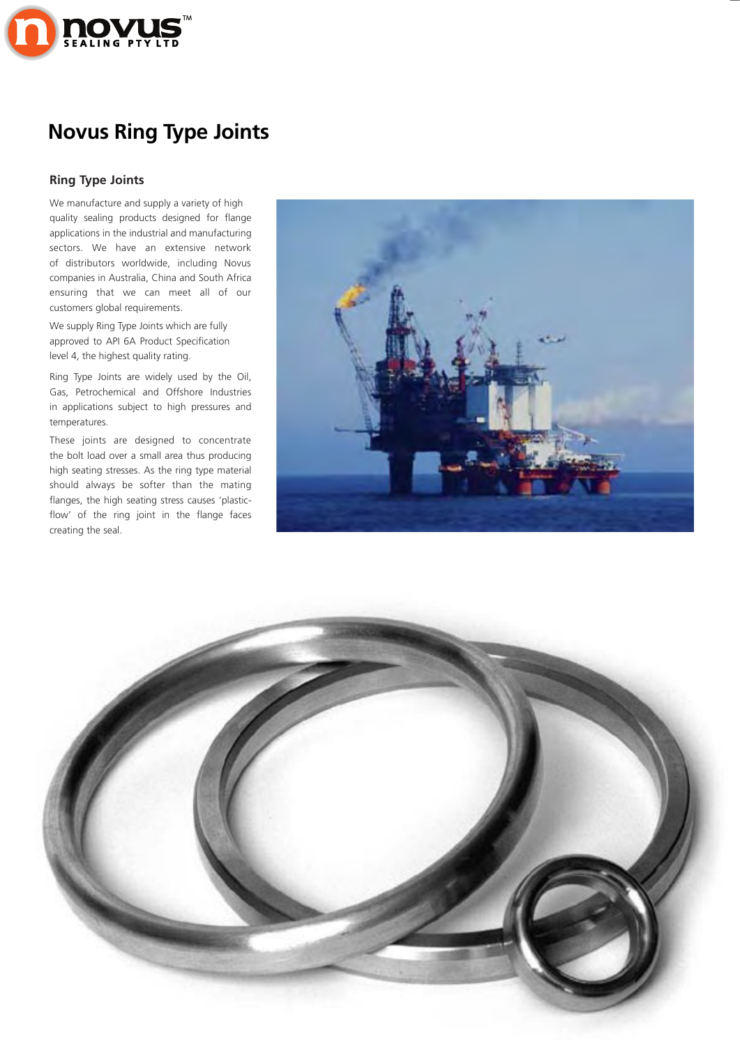# Novus Ring Type Joints

## Ring Type Joints

We manufacture and supply a variety of high quality sealing products designed for flange applications in the industrial and manufacturing sectors. We have an extensive network of distributors worldwide, including Novus companies in Australia, China and South Africa ensuring that we can meet all of our customers global requirements.

We supply Ring Type Joints which are fully approved to API 6A Product Specification level 4, the highest quality rating.

Ring Type Joints are widely used by the Oil, Gas, Petrochemical and Offshore Industries in applications subject to high pressures and temperatures.

These joints are designed to concentrate the bolt load over a small area thus producing high seating stresses. As the ring type material should always be softer than the mating flanges, the high seating stress causes 'plastic-flow' of the ring joint in the flange faces creating the seal.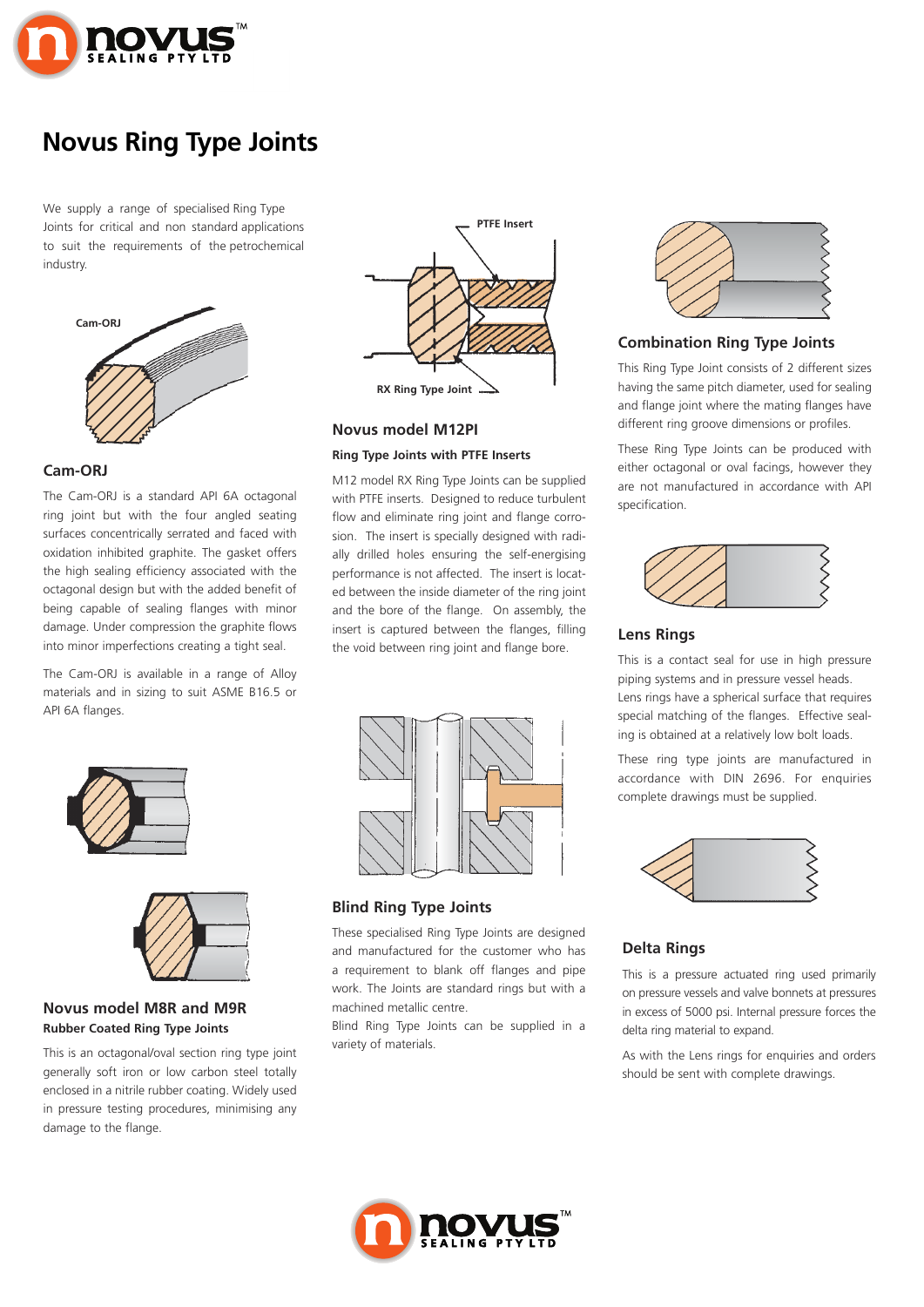# Novus Ring Type Joints

We supply a range of specialised Ring Type Joints for critical and non standard applications to suit the requirements of the petrochemical industry.

Cam-ORJ

## Cam-ORJ

The Cam-ORJ is a standard API 6A octagonal ring joint but with the four angled seating surfaces concentrically serrated and faced with oxidation inhibited graphite. The gasket offers the high sealing efficiency associated with the octagonal design but with the added benefit of being capable of sealing flanges with minor damage. Under compression the graphite flows into minor imperfections creating a tight seal.

The Cam-ORJ is available in a range of Alloy materials and in sizing to suit ASME B16.5 or API 6A flanges.

## Novus model M8R and M9R

### Rubber Coated Ring Type Joints

This is an octagonal/oval section ring type joint generally soft iron or low carbon steel totally enclosed in a nitrile rubber coating. Widely used in pressure testing procedures, minimising any damage to the flange.

PTFE Insert

RX Ring Type Joint

## Novus model M12PI

### Ring Type Joints with PTFE Inserts

M12 model RX Ring Type Joints can be supplied with PTFE inserts. Designed to reduce turbulent flow and eliminate ring joint and flange corrosion. The insert is specially designed with radially drilled holes ensuring the self-energising performance is not affected. The insert is located between the inside diameter of the ring joint and the bore of the flange. On assembly, the insert is captured between the flanges, filling the void between ring joint and flange bore.

## Blind Ring Type Joints

These specialised Ring Type Joints are designed and manufactured for the customer who has a requirement to blank off flanges and pipe work. The Joints are standard rings but with a machined metallic centre.

Blind Ring Type Joints can be supplied in a variety of materials.

## Combination Ring Type Joints

This Ring Type Joint consists of 2 different sizes having the same pitch diameter, used for sealing and flange joint where the mating flanges have different ring groove dimensions or profiles.

These Ring Type Joints can be produced with either octagonal or oval facings, however they are not manufactured in accordance with API specification.

## Lens Rings

This is a contact seal for use in high pressure piping systems and in pressure vessel heads. Lens rings have a spherical surface that requires special matching of the flanges. Effective sealing is obtained at a relatively low bolt loads.

These ring type joints are manufactured in accordance with DIN 2696. For enquiries complete drawings must be supplied.

## Delta Rings

This is a pressure actuated ring used primarily on pressure vessels and valve bonnets at pressures in excess of 5000 psi. Internal pressure forces the delta ring material to expand.

As with the Lens rings for enquiries and orders should be sent with complete drawings.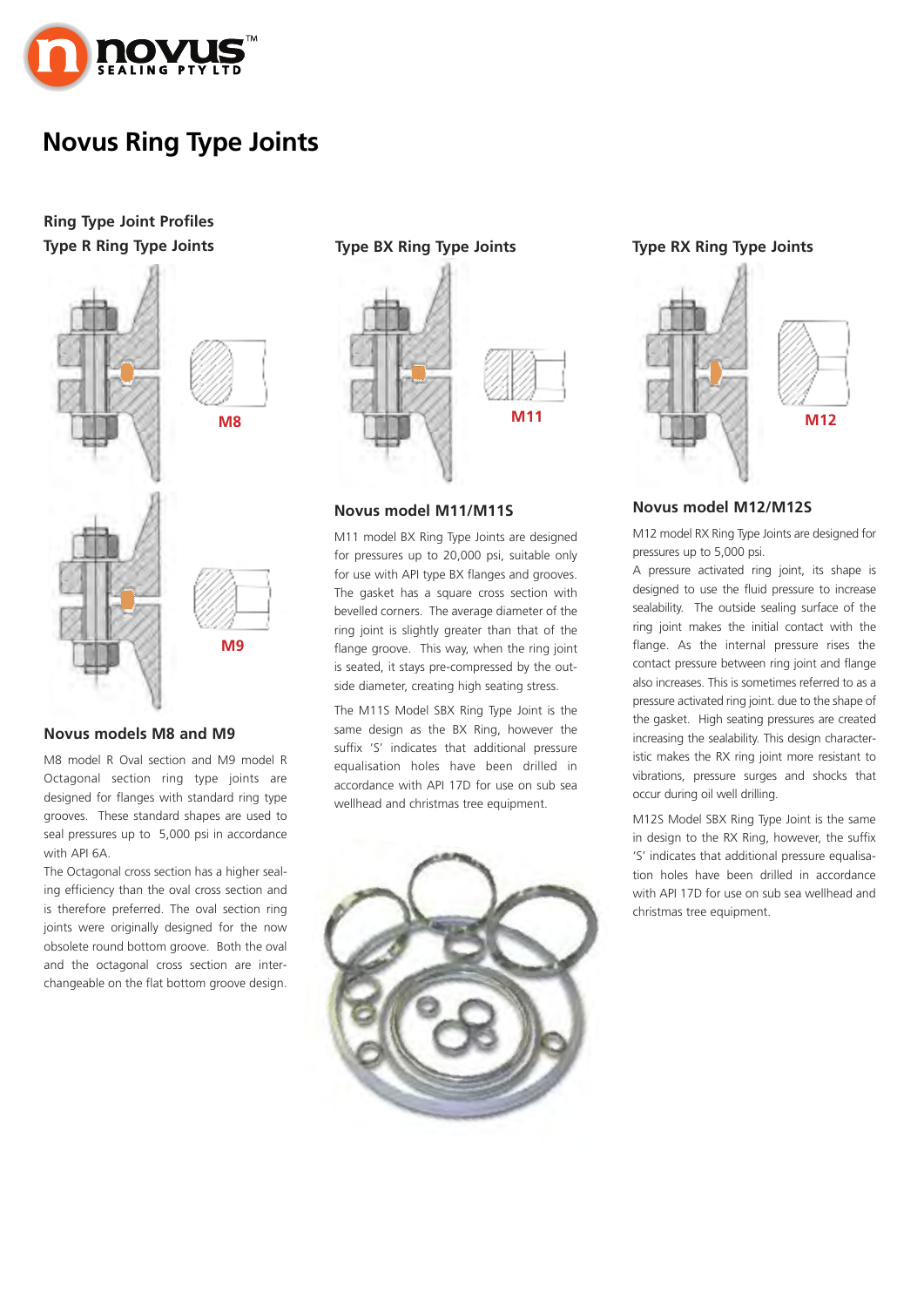# Novus Ring Type Joints

## Ring Type Joint Profiles

### Type R Ring Type Joints

M8

M9

### Novus models M8 and M9

M8 model R Oval section and M9 model R Octagonal section ring type joints are designed for flanges with standard ring type grooves. These standard shapes are used to seal pressures up to 5,000 psi in accordance with API 6A.

The Octagonal cross section has a higher sealing efficiency than the oval cross section and is therefore preferred. The oval section ring joints were originally designed for the now obsolete round bottom groove. Both the oval and the octagonal cross section are interchangeable on the flat bottom groove design.

### Type BX Ring Type Joints

M11

### Novus model M11/M11S

M11 model BX Ring Type Joints are designed for pressures up to 20,000 psi, suitable only for use with API type BX flanges and grooves. The gasket has a square cross section with bevelled corners. The average diameter of the ring joint is slightly greater than that of the flange groove. This way, when the ring joint is seated, it stays pre-compressed by the outside diameter, creating high seating stress.

The M11S Model SBX Ring Type Joint is the same design as the BX Ring, however the suffix 'S' indicates that additional pressure equalisation holes have been drilled in accordance with API 17D for use on sub sea wellhead and christmas tree equipment.

### Type RX Ring Type Joints

M12

### Novus model M12/M12S

M12 model RX Ring Type Joints are designed for pressures up to 5,000 psi.

A pressure activated ring joint, its shape is designed to use the fluid pressure to increase sealability. The outside sealing surface of the ring joint makes the initial contact with the flange. As the internal pressure rises the contact pressure between ring joint and flange also increases. This is sometimes referred to as a pressure activated ring joint. due to the shape of the gasket. High seating pressures are created increasing the sealability. This design characteristic makes the RX ring joint more resistant to vibrations, pressure surges and shocks that occur during oil well drilling.

M12S Model SBX Ring Type Joint is the same in design to the RX Ring, however, the suffix 'S' indicates that additional pressure equalisation holes have been drilled in accordance with API 17D for use on sub sea wellhead and christmas tree equipment.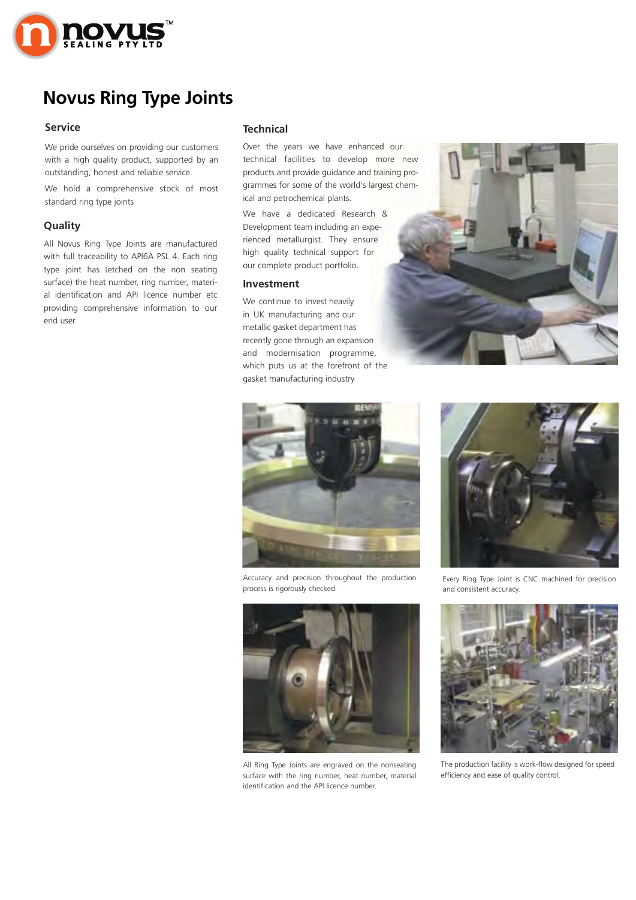# Novus Ring Type Joints

## Service

We pride ourselves on providing our customers with a high quality product, supported by an outstanding, honest and reliable service.

We hold a comprehensive stock of most standard ring type joints

## Quality

All Novus Ring Type Joints are manufactured with full traceability to API6A PSL 4. Each ring type joint has (etched on the non seating surface) the heat number, ring number, material identification and API licence number etc providing comprehensive information to our end user.

## Technical

Over the years we have enhanced our technical facilities to develop more new products and provide guidance and training programmes for some of the world's largest chemical and petrochemical plants.

We have a dedicated Research & Development team including an experienced metallurgist. They ensure high quality technical support for our complete product portfolio.

## Investment

We continue to invest heavily in UK manufacturing and our metallic gasket department has recently gone through an expansion and modernisation programme, which puts us at the forefront of the gasket manufacturing industry

Accuracy and precision throughout the production process is rigorously checked.

Every Ring Type Joint is CNC machined for precision and consistent accuracy.

All Ring Type Joints are engraved on the nonseating surface with the ring number, heat number, material identification and the API licence number.

The production facility is work-flow designed for speed efficiency and ease of quality control.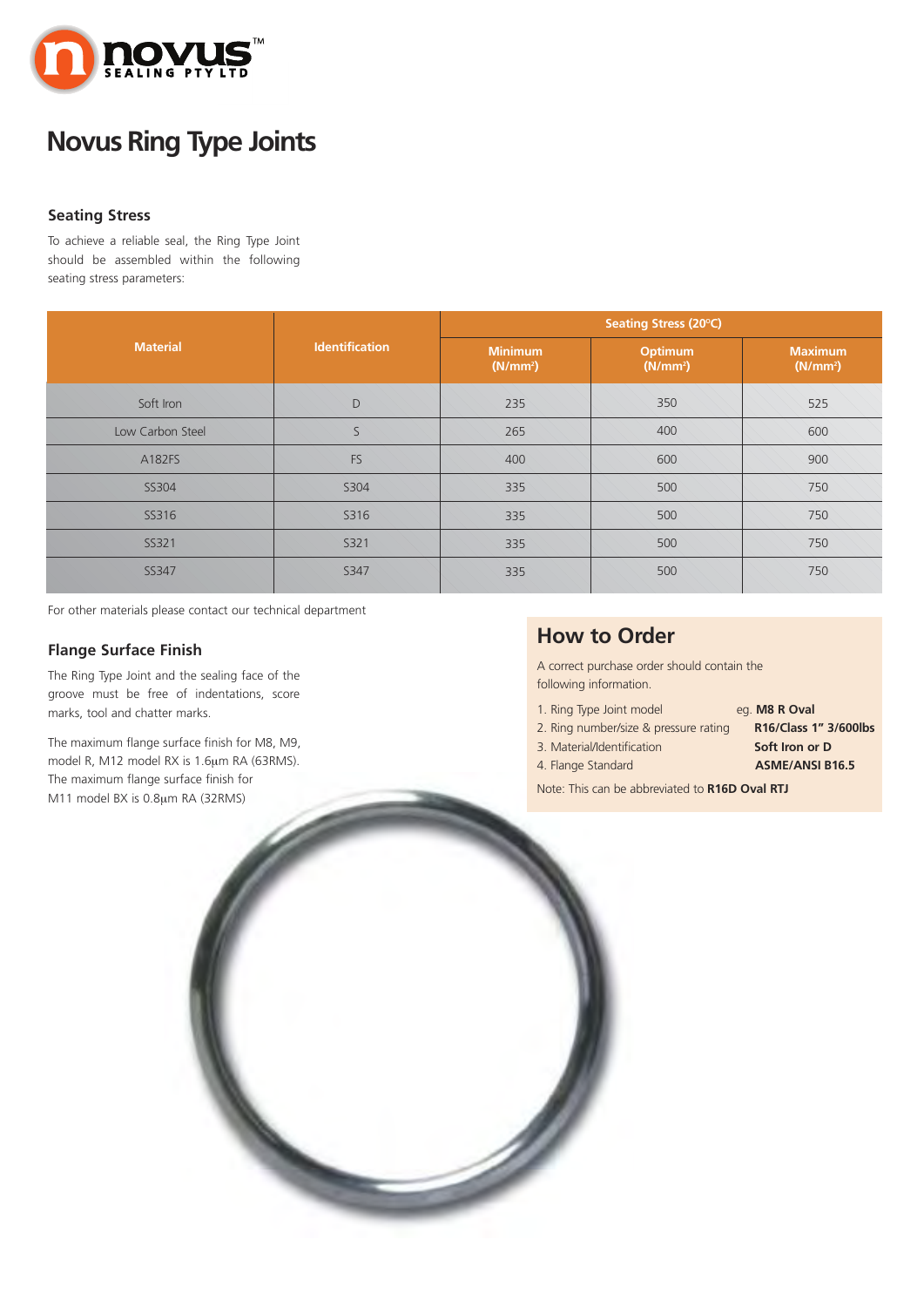# Novus Ring Type Joints

## Seating Stress

To achieve a reliable seal, the Ring Type Joint should be assembled within the following seating stress parameters:

| Material | Identification | Seating Stress (20°C) | | |
|---|---|---|---|---|
| | | Minimum ($N/mm^2$) | Optimum ($N/mm^2$) | Maximum ($N/mm^2$) |
| Soft Iron | D | 235 | 350 | 525 |
| Low Carbon Steel | S | 265 | 400 | 600 |
| A182FS | FS | 400 | 600 | 900 |
| SS304 | S304 | 335 | 500 | 750 |
| SS316 | S316 | 335 | 500 | 750 |
| SS321 | S321 | 335 | 500 | 750 |
| SS347 | S347 | 335 | 500 | 750 |

For other materials please contact our technical department

## Flange Surface Finish

The Ring Type Joint and the sealing face of the groove must be free of indentations, score marks, tool and chatter marks.

The maximum flange surface finish for M8, M9, model R, M12 model RX is 1.6μm RA (63RMS). The maximum flange surface finish for M11 model BX is 0.8μm RA (32RMS)

## How to Order

A correct purchase order should contain the following information.

1. Ring Type Joint model eg. **M8 R Oval**
2. Ring number/size & pressure rating **R16/Class 1" 3/600lbs**
3. Material/Identification **Soft Iron or D**
4. Flange Standard **ASME/ANSI B16.5**

Note: This can be abbreviated to **R16D Oval RTJ**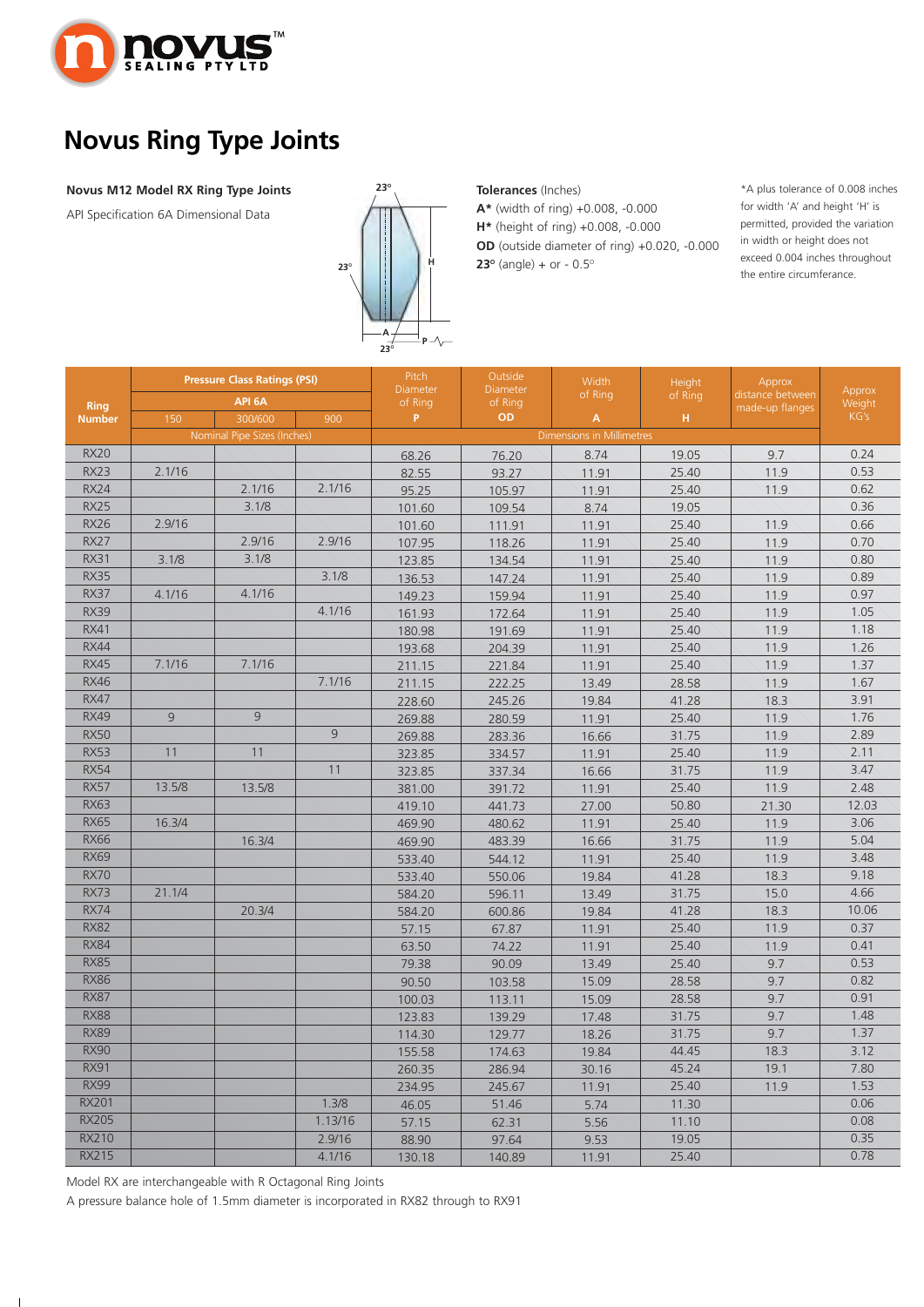# Novus Ring Type Joints

**Novus M12 Model RX Ring Type Joints**

API Specification 6A Dimensional Data

**Tolerances** (Inches)

**A*** (width of ring) +0.008, -0.000

**H*** (height of ring) +0.008, -0.000

**OD** (outside diameter of ring) +0.020, -0.000

**23°** (angle) + or - 0.5°

*A plus tolerance of 0.008 inches for width 'A' and height 'H' is permitted, provided the variation in width or height does not exceed 0.004 inches throughout the entire circumference.

| Ring Number | Pressure Class Ratings (PSI) | | | Pitch Diameter of Ring | Outside Diameter of Ring | Width of Ring | Height of Ring | Approx distance between made-up flanges | Approx Weight KG's |
|---|---|---|---|---|---|---|---|---|---|
| | API 6A | | | P | OD | A | H | | |
| | 150 | 300/600 | 900 | | | | | | |
| | Nominal Pipe Sizes (Inches) | | | Dimensions in Millimetres | | | | | |
| RX20 | | | | 68.26 | 76.20 | 8.74 | 19.05 | 9.7 | 0.24 |
| RX23 | 2.1/16 | | | 82.55 | 93.27 | 11.91 | 25.40 | 11.9 | 0.53 |
| RX24 | | 2.1/16 | 2.1/16 | 95.25 | 105.97 | 11.91 | 25.40 | 11.9 | 0.62 |
| RX25 | | 3.1/8 | | 101.60 | 109.54 | 8.74 | 19.05 | | 0.36 |
| RX26 | 2.9/16 | | | 101.60 | 111.91 | 11.91 | 25.40 | 11.9 | 0.66 |
| RX27 | | 2.9/16 | 2.9/16 | 107.95 | 118.26 | 11.91 | 25.40 | 11.9 | 0.70 |
| RX31 | 3.1/8 | 3.1/8 | | 123.85 | 134.54 | 11.91 | 25.40 | 11.9 | 0.80 |
| RX35 | | | 3.1/8 | 136.53 | 147.24 | 11.91 | 25.40 | 11.9 | 0.89 |
| RX37 | 4.1/16 | 4.1/16 | | 149.23 | 159.94 | 11.91 | 25.40 | 11.9 | 0.97 |
| RX39 | | | 4.1/16 | 161.93 | 172.64 | 11.91 | 25.40 | 11.9 | 1.05 |
| RX41 | | | | 180.98 | 191.69 | 11.91 | 25.40 | 11.9 | 1.18 |
| RX44 | | | | 193.68 | 204.39 | 11.91 | 25.40 | 11.9 | 1.26 |
| RX45 | 7.1/16 | 7.1/16 | | 211.15 | 221.84 | 11.91 | 25.40 | 11.9 | 1.37 |
| RX46 | | | 7.1/16 | 211.15 | 222.25 | 13.49 | 28.58 | 11.9 | 1.67 |
| RX47 | | | | 228.60 | 245.26 | 19.84 | 41.28 | 18.3 | 3.91 |
| RX49 | 9 | 9 | | 269.88 | 280.59 | 11.91 | 25.40 | 11.9 | 1.76 |
| RX50 | | | 9 | 269.88 | 283.36 | 16.66 | 31.75 | 11.9 | 2.89 |
| RX53 | 11 | 11 | | 323.85 | 334.57 | 11.91 | 25.40 | 11.9 | 2.11 |
| RX54 | | | 11 | 323.85 | 337.34 | 16.66 | 31.75 | 11.9 | 3.47 |
| RX57 | 13.5/8 | 13.5/8 | | 381.00 | 391.72 | 11.91 | 25.40 | 11.9 | 2.48 |
| RX63 | | | | 419.10 | 441.73 | 27.00 | 50.80 | 21.30 | 12.03 |
| RX65 | 16.3/4 | | | 469.90 | 480.62 | 11.91 | 25.40 | 11.9 | 3.06 |
| RX66 | | 16.3/4 | | 469.90 | 483.39 | 16.66 | 31.75 | 11.9 | 5.04 |
| RX69 | | | | 533.40 | 544.12 | 11.91 | 25.40 | 11.9 | 3.48 |
| RX70 | | | | 533.40 | 550.06 | 19.84 | 41.28 | 18.3 | 9.18 |
| RX73 | 21.1/4 | | | 584.20 | 596.11 | 13.49 | 31.75 | 15.0 | 4.66 |
| RX74 | | 20.3/4 | | 584.20 | 600.86 | 19.84 | 41.28 | 18.3 | 10.06 |
| RX82 | | | | 57.15 | 67.87 | 11.91 | 25.40 | 11.9 | 0.37 |
| RX84 | | | | 63.50 | 74.22 | 11.91 | 25.40 | 11.9 | 0.41 |
| RX85 | | | | 79.38 | 90.09 | 13.49 | 25.40 | 9.7 | 0.53 |
| RX86 | | | | 90.50 | 103.58 | 15.09 | 28.58 | 9.7 | 0.82 |
| RX87 | | | | 100.03 | 113.11 | 15.09 | 28.58 | 9.7 | 0.91 |
| RX88 | | | | 123.83 | 139.29 | 17.48 | 31.75 | 9.7 | 1.48 |
| RX89 | | | | 114.30 | 129.77 | 18.26 | 31.75 | 9.7 | 1.37 |
| RX90 | | | | 155.58 | 174.63 | 19.84 | 44.45 | 18.3 | 3.12 |
| RX91 | | | | 260.35 | 286.94 | 30.16 | 45.24 | 19.1 | 7.80 |
| RX99 | | | | 234.95 | 245.67 | 11.91 | 25.40 | 11.9 | 1.53 |
| RX201 | | | 1.3/8 | 46.05 | 51.46 | 5.74 | 11.30 | | 0.06 |
| RX205 | | | 1.13/16 | 57.15 | 62.31 | 5.56 | 11.10 | | 0.08 |
| RX210 | | | 2.9/16 | 88.90 | 97.64 | 9.53 | 19.05 | | 0.35 |
| RX215 | | | 4.1/16 | 130.18 | 140.89 | 11.91 | 25.40 | | 0.78 |

Model RX are interchangeable with R Octagonal Ring Joints

A pressure balance hole of 1.5mm diameter is incorporated in RX82 through to RX91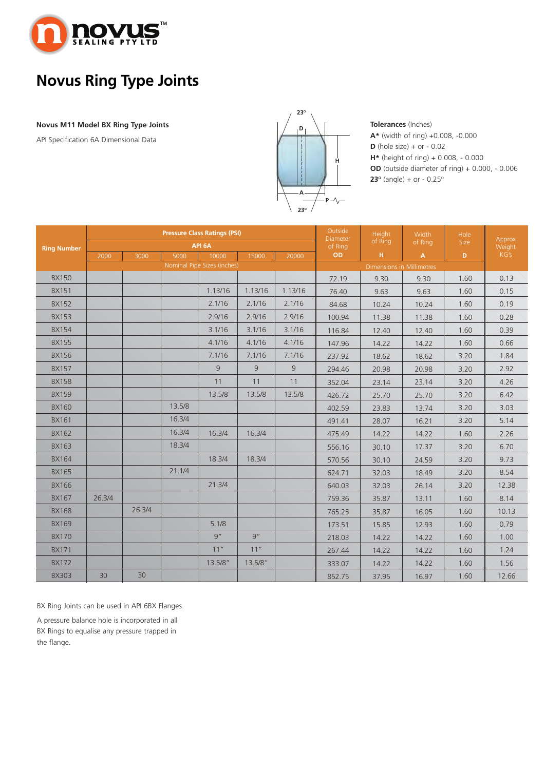# Novus Ring Type Joints

**Novus M11 Model BX Ring Type Joints**

API Specification 6A Dimensional Data

**Tolerances** (Inches)
**A*** (width of ring) +0.008, -0.000
**D** (hole size) + or - 0.02
**H*** (height of ring) + 0.008, - 0.000
**OD** (outside diameter of ring) + 0.000, - 0.006
**23º** (angle) + or - 0.25º

| Ring Number | Pressure Class Ratings (PSI) API 6A | | | | | | Outside Diameter of Ring | Height of Ring | Width of Ring | Hole Size | Approx Weight KG's |
|---|---|---|---|---|---|---|---|---|---|---|---|
| | 2000 | 3000 | 5000 | 10000 | 15000 | 20000 | OD | H | A | D | |
| | Nominal Pipe Sizes (inches) | | | | | | Dimensions in Millimetres | | | | |
| BX150 | | | | | | | 72.19 | 9.30 | 9.30 | 1.60 | 0.13 |
| BX151 | | | | 1.13/16 | 1.13/16 | 1.13/16 | 76.40 | 9.63 | 9.63 | 1.60 | 0.15 |
| BX152 | | | | 2.1/16 | 2.1/16 | 2.1/16 | 84.68 | 10.24 | 10.24 | 1.60 | 0.19 |
| BX153 | | | | 2.9/16 | 2.9/16 | 2.9/16 | 100.94 | 11.38 | 11.38 | 1.60 | 0.28 |
| BX154 | | | | 3.1/16 | 3.1/16 | 3.1/16 | 116.84 | 12.40 | 12.40 | 1.60 | 0.39 |
| BX155 | | | | 4.1/16 | 4.1/16 | 4.1/16 | 147.96 | 14.22 | 14.22 | 1.60 | 0.66 |
| BX156 | | | | 7.1/16 | 7.1/16 | 7.1/16 | 237.92 | 18.62 | 18.62 | 3.20 | 1.84 |
| BX157 | | | | 9 | 9 | 9 | 294.46 | 20.98 | 20.98 | 3.20 | 2.92 |
| BX158 | | | | 11 | 11 | 11 | 352.04 | 23.14 | 23.14 | 3.20 | 4.26 |
| BX159 | | | | 13.5/8 | 13.5/8 | 13.5/8 | 426.72 | 25.70 | 25.70 | 3.20 | 6.42 |
| BX160 | | | 13.5/8 | | | | 402.59 | 23.83 | 13.74 | 3.20 | 3.03 |
| BX161 | | | 16.3/4 | | | | 491.41 | 28.07 | 16.21 | 3.20 | 5.14 |
| BX162 | | | 16.3/4 | 16.3/4 | 16.3/4 | | 475.49 | 14.22 | 14.22 | 1.60 | 2.26 |
| BX163 | | | 18.3/4 | | | | 556.16 | 30.10 | 17.37 | 3.20 | 6.70 |
| BX164 | | | | 18.3/4 | 18.3/4 | | 570.56 | 30.10 | 24.59 | 3.20 | 9.73 |
| BX165 | | | 21.1/4 | | | | 624.71 | 32.03 | 18.49 | 3.20 | 8.54 |
| BX166 | | | | 21.3/4 | | | 640.03 | 32.03 | 26.14 | 3.20 | 12.38 |
| BX167 | 26.3/4 | | | | | | 759.36 | 35.87 | 13.11 | 1.60 | 8.14 |
| BX168 | | 26.3/4 | | | | | 765.25 | 35.87 | 16.05 | 1.60 | 10.13 |
| BX169 | | | | 5.1/8 | | | 173.51 | 15.85 | 12.93 | 1.60 | 0.79 |
| BX170 | | | | 9" | 9" | | 218.03 | 14.22 | 14.22 | 1.60 | 1.00 |
| BX171 | | | | 11" | 11" | | 267.44 | 14.22 | 14.22 | 1.60 | 1.24 |
| BX172 | | | | 13.5/8" | 13.5/8" | | 333.07 | 14.22 | 14.22 | 1.60 | 1.56 |
| BX303 | 30 | 30 | | | | | 852.75 | 37.95 | 16.97 | 1.60 | 12.66 |

BX Ring Joints can be used in API 6BX Flanges.

A pressure balance hole is incorporated in all BX Rings to equalise any pressure trapped in the flange.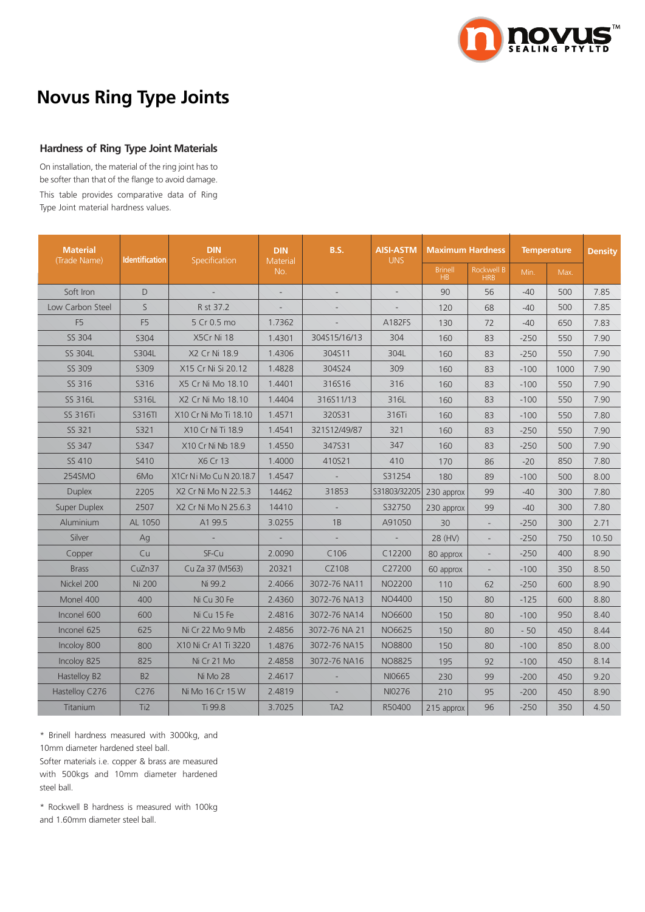# Novus Ring Type Joints

### Hardness of Ring Type Joint Materials

On installation, the material of the ring joint has to be softer than that of the flange to avoid damage.

This table provides comparative data of Ring Type Joint material hardness values.

| Material (Trade Name) | Identification | DIN Specification | DIN Material No. | B.S. | AISI-ASTM UNS | Maximum Hardness | | Temperature | | Density |
|---|---|---|---|---|---|---|---|---|---|---|
| | | | | | | Brinell HB | Rockwell B HRB | Min. | Max. | |
| Soft Iron | D | - | - | - | - | 90 | 56 | -40 | 500 | 7.85 |
| Low Carbon Steel | S | R st 37.2 | - | - | - | 120 | 68 | -40 | 500 | 7.85 |
| F5 | F5 | 5 Cr 0.5 mo | 1.7362 | - | A182FS | 130 | 72 | -40 | 650 | 7.83 |
| SS 304 | S304 | X5Cr Ni 18 | 1.4301 | 304S15/16/13 | 304 | 160 | 83 | -250 | 550 | 7.90 |
| SS 304L | S304L | X2 Cr Ni 18.9 | 1.4306 | 304S11 | 304L | 160 | 83 | -250 | 550 | 7.90 |
| SS 309 | S309 | X15 Cr Ni Si 20.12 | 1.4828 | 304S24 | 309 | 160 | 83 | -100 | 1000 | 7.90 |
| SS 316 | S316 | X5 Cr Ni Mo 18.10 | 1.4401 | 316S16 | 316 | 160 | 83 | -100 | 550 | 7.90 |
| SS 316L | S316L | X2 Cr Ni Mo 18.10 | 1.4404 | 316S11/13 | 316L | 160 | 83 | -100 | 550 | 7.90 |
| SS 316Ti | S316TI | X10 Cr Ni Mo Ti 18.10 | 1.4571 | 320S31 | 316Ti | 160 | 83 | -100 | 550 | 7.80 |
| SS 321 | S321 | X10 Cr Ni Ti 18.9 | 1.4541 | 321S12/49/87 | 321 | 160 | 83 | -250 | 550 | 7.90 |
| SS 347 | S347 | X10 Cr Ni Nb 18.9 | 1.4550 | 347S31 | 347 | 160 | 83 | -250 | 500 | 7.90 |
| SS 410 | S410 | X6 Cr 13 | 1.4000 | 410S21 | 410 | 170 | 86 | -20 | 850 | 7.80 |
| 254SMO | 6Mo | X1Cr Ni Mo Cu N 20.18.7 | 1.4547 | - | S31254 | 180 | 89 | -100 | 500 | 8.00 |
| Duplex | 2205 | X2 Cr Ni Mo N 22.5.3 | 14462 | 31853 | S31803/32205 | 230 approx | 99 | -40 | 300 | 7.80 |
| Super Duplex | 2507 | X2 Cr Ni Mo N 25.6.3 | 14410 | - | S32750 | 230 approx | 99 | -40 | 300 | 7.80 |
| Aluminium | AL 1050 | A1 99.5 | 3.0255 | 1B | A91050 | 30 | - | -250 | 300 | 2.71 |
| Silver | Ag | - | - | - | - | 28 (HV) | - | -250 | 750 | 10.50 |
| Copper | Cu | SF-Cu | 2.0090 | C106 | C12200 | 80 approx | - | -250 | 400 | 8.90 |
| Brass | CuZn37 | Cu Za 37 (M563) | 20321 | CZ108 | C27200 | 60 approx | - | -100 | 350 | 8.50 |
| Nickel 200 | Ni 200 | Ni 99.2 | 2.4066 | 3072-76 NA11 | NO2200 | 110 | 62 | -250 | 600 | 8.90 |
| Monel 400 | 400 | Ni Cu 30 Fe | 2.4360 | 3072-76 NA13 | NO4400 | 150 | 80 | -125 | 600 | 8.80 |
| Inconel 600 | 600 | Ni Cu 15 Fe | 2.4816 | 3072-76 NA14 | NO6600 | 150 | 80 | -100 | 950 | 8.40 |
| Inconel 625 | 625 | Ni Cr 22 Mo 9 Mb | 2.4856 | 3072-76 NA 21 | NO6625 | 150 | 80 | - 50 | 450 | 8.44 |
| Incoloy 800 | 800 | X10 Ni Cr A1 Ti 3220 | 1.4876 | 3072-76 NA15 | NO8800 | 150 | 80 | -100 | 850 | 8.00 |
| Incoloy 825 | 825 | Ni Cr 21 Mo | 2.4858 | 3072-76 NA16 | NO8825 | 195 | 92 | -100 | 450 | 8.14 |
| Hastelloy B2 | B2 | Ni Mo 28 | 2.4617 | - | NI0665 | 230 | 99 | -200 | 450 | 9.20 |
| Hastelloy C276 | C276 | Ni Mo 16 Cr 15 W | 2.4819 | - | NI0276 | 210 | 95 | -200 | 450 | 8.90 |
| Titanium | Ti2 | Ti 99.8 | 3.7025 | TA2 | R50400 | 215 approx | 96 | -250 | 350 | 4.50 |

* Brinell hardness measured with 3000kg, and 10mm diameter hardened steel ball.
Softer materials i.e. copper & brass are measured with 500kgs and 10mm diameter hardened steel ball.

* Rockwell B hardness is measured with 100kg and 1.60mm diameter steel ball.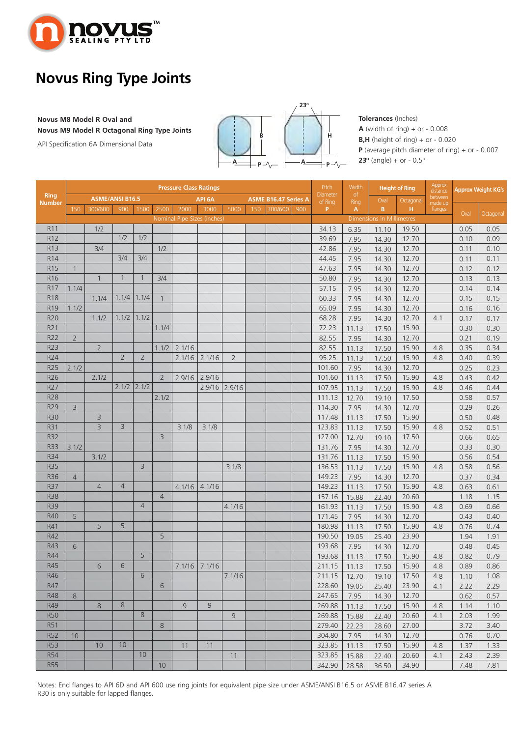# Novus Ring Type Joints

**Novus M8 Model R Oval and**
**Novus M9 Model R Octagonal Ring Type Joints**

API Specification 6A Dimensional Data

**Tolerances** (Inches)
**A** (width of ring) + or - 0.008
**B,H** (height of ring) + or - 0.020
**P** (average pitch diameter of ring) + or - 0.007
**23°** (angle) + or - 0.5°

| Ring Number | ASME/ANSI B16.5 | | | | API 6A | | | | ASME B16.47 Series A | | | Pitch Diameter of Ring P | Width of Ring A | Height of Ring Oval B | Height of Ring Octagonal H | Approx distance between made up flanges | Approx Weight KG's Oval | Approx Weight KG's Octagonal |
|---|---|---|---|---|---|---|---|---|---|---|---|---|---|---|---|---|---|---|
| | 150 | 300/600 | 900 | 1500 | 2500 | 2000 | 3000 | 5000 | 150 | 300/600 | 900 | | | | | | | |
| | Nominal Pipe Sizes (inches) | | | | | | | | | | | Dimensions in Millimetres | | | | | | |
| R11 | | 1/2 | | | | | | | | | | 34.13 | 6.35 | 11.10 | 19.50 | | 0.05 | 0.05 |
| R12 | | | 1/2 | 1/2 | | | | | | | | 39.69 | 7.95 | 14.30 | 12.70 | | 0.10 | 0.09 |
| R13 | | 3/4 | | | 1/2 | | | | | | | 42.86 | 7.95 | 14.30 | 12.70 | | 0.11 | 0.10 |
| R14 | | | 3/4 | 3/4 | | | | | | | | 44.45 | 7.95 | 14.30 | 12.70 | | 0.11 | 0.11 |
| R15 | 1 | | | | | | | | | | | 47.63 | 7.95 | 14.30 | 12.70 | | 0.12 | 0.12 |
| R16 | | 1 | 1 | 1 | 3/4 | | | | | | | 50.80 | 7.95 | 14.30 | 12.70 | | 0.13 | 0.13 |
| R17 | 1.1/4 | | | | | | | | | | | 57.15 | 7.95 | 14.30 | 12.70 | | 0.14 | 0.14 |
| R18 | | 1.1/4 | 1.1/4 | 1.1/4 | 1 | | | | | | | 60.33 | 7.95 | 14.30 | 12.70 | | 0.15 | 0.15 |
| R19 | 1.1/2 | | | | | | | | | | | 65.09 | 7.95 | 14.30 | 12.70 | | 0.16 | 0.16 |
| R20 | | 1.1/2 | 1.1/2 | 1.1/2 | | | | | | | | 68.28 | 7.95 | 14.30 | 12.70 | 4.1 | 0.17 | 0.17 |
| R21 | | | | | 1.1/4 | | | | | | | 72.23 | 11.13 | 17.50 | 15.90 | | 0.30 | 0.30 |
| R22 | 2 | | | | | | | | | | | 82.55 | 7.95 | 14.30 | 12.70 | | 0.21 | 0.19 |
| R23 | | 2 | | | 1.1/2 | 2.1/16 | | | | | | 82.55 | 11.13 | 17.50 | 15.90 | 4.8 | 0.35 | 0.34 |
| R24 | | | 2 | 2 | | 2.1/16 | 2.1/16 | 2 | | | | 95.25 | 11.13 | 17.50 | 15.90 | 4.8 | 0.40 | 0.39 |
| R25 | 2.1/2 | | | | | | | | | | | 101.60 | 7.95 | 14.30 | 12.70 | | 0.25 | 0.23 |
| R26 | | 2.1/2 | | | 2 | 2.9/16 | 2.9/16 | | | | | 101.60 | 11.13 | 17.50 | 15.90 | 4.8 | 0.43 | 0.42 |
| R27 | | | 2.1/2 | 2.1/2 | | | 2.9/16 | 2.9/16 | | | | 107.95 | 11.13 | 17.50 | 15.90 | 4.8 | 0.46 | 0.44 |
| R28 | | | | | 2.1/2 | | | | | | | 111.13 | 12.70 | 19.10 | 17.50 | | 0.58 | 0.57 |
| R29 | 3 | | | | | | | | | | | 114.30 | 7.95 | 14.30 | 12.70 | | 0.29 | 0.26 |
| R30 | | 3 | | | | | | | | | | 117.48 | 11.13 | 17.50 | 15.90 | | 0.50 | 0.48 |
| R31 | | 3 | 3 | | | 3.1/8 | 3.1/8 | | | | | 123.83 | 11.13 | 17.50 | 15.90 | 4.8 | 0.52 | 0.51 |
| R32 | | | | | 3 | | | | | | | 127.00 | 12.70 | 19.10 | 17.50 | | 0.66 | 0.65 |
| R33 | 3.1/2 | | | | | | | | | | | 131.76 | 7.95 | 14.30 | 12.70 | | 0.33 | 0.30 |
| R34 | | 3.1/2 | | | | | | | | | | 131.76 | 11.13 | 17.50 | 15.90 | | 0.56 | 0.54 |
| R35 | | | | 3 | | | | 3.1/8 | | | | 136.53 | 11.13 | 17.50 | 15.90 | 4.8 | 0.58 | 0.56 |
| R36 | 4 | | | | | | | | | | | 149.23 | 7.95 | 14.30 | 12.70 | | 0.37 | 0.34 |
| R37 | | 4 | 4 | | | 4.1/16 | 4.1/16 | | | | | 149.23 | 11.13 | 17.50 | 15.90 | 4.8 | 0.63 | 0.61 |
| R38 | | | | | 4 | | | | | | | 157.16 | 15.88 | 22.40 | 20.60 | | 1.18 | 1.15 |
| R39 | | | | 4 | | | | 4.1/16 | | | | 161.93 | 11.13 | 17.50 | 15.90 | 4.8 | 0.69 | 0.66 |
| R40 | 5 | | | | | | | | | | | 171.45 | 7.95 | 14.30 | 12.70 | | 0.43 | 0.40 |
| R41 | | 5 | 5 | | | | | | | | | 180.98 | 11.13 | 17.50 | 15.90 | 4.8 | 0.76 | 0.74 |
| R42 | | | | | 5 | | | | | | | 190.50 | 19.05 | 25.40 | 23.90 | | 1.94 | 1.91 |
| R43 | 6 | | | | | | | | | | | 193.68 | 7.95 | 14.30 | 12.70 | | 0.48 | 0.45 |
| R44 | | | | 5 | | | | | | | | 193.68 | 11.13 | 17.50 | 15.90 | 4.8 | 0.82 | 0.79 |
| R45 | | 6 | 6 | | | 7.1/16 | 7.1/16 | | | | | 211.15 | 11.13 | 17.50 | 15.90 | 4.8 | 0.89 | 0.86 |
| R46 | | | | 6 | | | | 7.1/16 | | | | 211.15 | 12.70 | 19.10 | 17.50 | 4.8 | 1.10 | 1.08 |
| R47 | | | | | 6 | | | | | | | 228.60 | 19.05 | 25.40 | 23.90 | 4.1 | 2.22 | 2.29 |
| R48 | 8 | | | | | | | | | | | 247.65 | 7.95 | 14.30 | 12.70 | | 0.62 | 0.57 |
| R49 | | 8 | 8 | | | 9 | 9 | | | | | 269.88 | 11.13 | 17.50 | 15.90 | 4.8 | 1.14 | 1.10 |
| R50 | | | | 8 | | | | 9 | | | | 269.88 | 15.88 | 22.40 | 20.60 | 4.1 | 2.03 | 1.99 |
| R51 | | | | | 8 | | | | | | | 279.40 | 22.23 | 28.60 | 27.00 | | 3.72 | 3.40 |
| R52 | 10 | | | | | | | | | | | 304.80 | 7.95 | 14.30 | 12.70 | | 0.76 | 0.70 |
| R53 | | 10 | 10 | | | 11 | 11 | | | | | 323.85 | 11.13 | 17.50 | 15.90 | 4.8 | 1.37 | 1.33 |
| R54 | | | | 10 | | | | 11 | | | | 323.85 | 15.88 | 22.40 | 20.60 | 4.1 | 2.43 | 2.39 |
| R55 | | | | | 10 | | | | | | | 342.90 | 28.58 | 36.50 | 34.90 | | 7.48 | 7.81 |

Notes: End flanges to API 6D and API 600 use ring joints for equivalent pipe size under ASME/ANSI B16.5 or ASME B16.47 series A
R30 is only suitable for lapped flanges.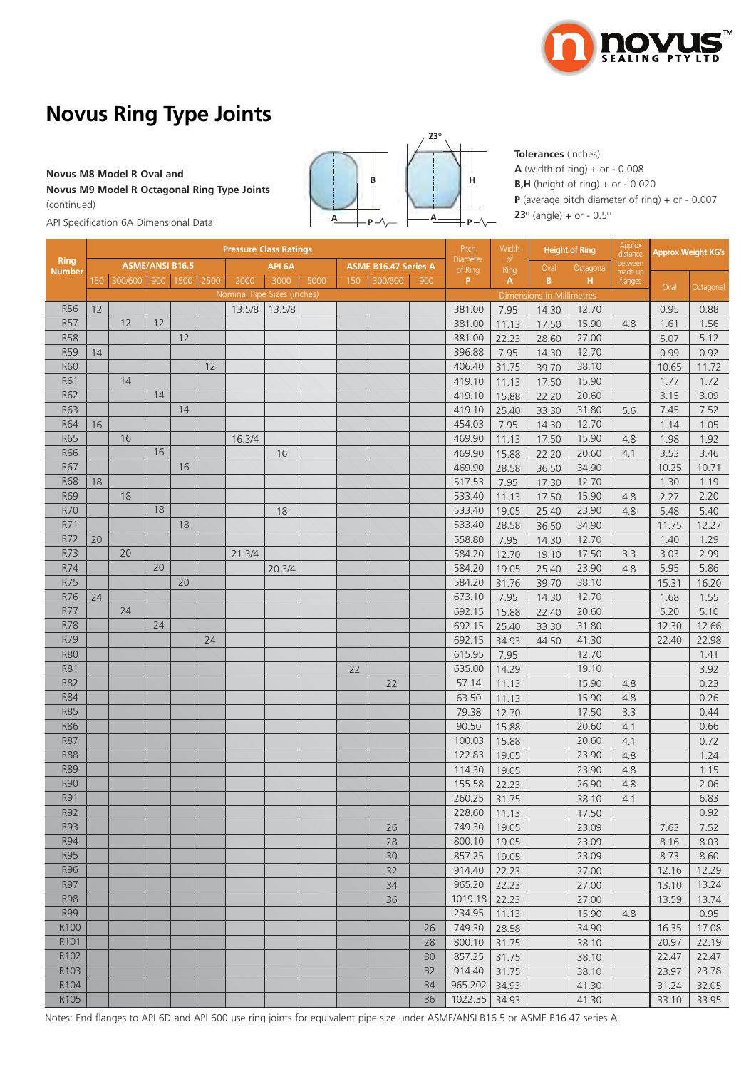# Novus Ring Type Joints

**Novus M8 Model R Oval and**
**Novus M9 Model R Octagonal Ring Type Joints**
(continued)

API Specification 6A Dimensional Data

**Tolerances** (Inches)
**A** (width of ring) + or - 0.008
**B,H** (height of ring) + or - 0.020
**P** (average pitch diameter of ring) + or - 0.007
**23°** (angle) + or - 0.5°

| Ring Number | Pressure Class Ratings | | | | | | | | | | | Pitch Diameter of Ring | Width of Ring | Height of Ring | | Approx distance between made up flanges | Approx Weight KG's | |
|---|---|---|---|---|---|---|---|---|---|---|---|---|---|---|---|---|---|---|
| | ASME/ANSI B16.5 | | | | | API 6A | | | ASME B16.47 Series A | | | | | Oval | Octagonal | | | |
| | 150 | 300/600 | 900 | 1500 | 2500 | 2000 | 3000 | 5000 | 150 | 300/600 | 900 | P | A | B | H | | Oval | Octagonal |
| | Nominal Pipe Sizes (inches) | | | | | | | | | | | Dimensions in Millimetres | | | | | | |
| R56 | 12 | | | | | 13.5/8 | 13.5/8 | | | | | 381.00 | 7.95 | 14.30 | 12.70 | | 0.95 | 0.88 |
| R57 | | 12 | 12 | | | | | | | | | 381.00 | 11.13 | 17.50 | 15.90 | 4.8 | 1.61 | 1.56 |
| R58 | | | | 12 | | | | | | | | 381.00 | 22.23 | 28.60 | 27.00 | | 5.07 | 5.12 |
| R59 | 14 | | | | | | | | | | | 396.88 | 7.95 | 14.30 | 12.70 | | 0.99 | 0.92 |
| R60 | | | | | 12 | | | | | | | 406.40 | 31.75 | 39.70 | 38.10 | | 10.65 | 11.72 |
| R61 | | 14 | | | | | | | | | | 419.10 | 11.13 | 17.50 | 15.90 | | 1.77 | 1.72 |
| R62 | | | 14 | | | | | | | | | 419.10 | 15.88 | 22.20 | 20.60 | | 3.15 | 3.09 |
| R63 | | | | 14 | | | | | | | | 419.10 | 25.40 | 33.30 | 31.80 | 5.6 | 7.45 | 7.52 |
| R64 | 16 | | | | | | | | | | | 454.03 | 7.95 | 14.30 | 12.70 | | 1.14 | 1.05 |
| R65 | | 16 | | | | 16.3/4 | | | | | | 469.90 | 11.13 | 17.50 | 15.90 | 4.8 | 1.98 | 1.92 |
| R66 | | | 16 | | | | 16 | | | | | 469.90 | 15.88 | 22.20 | 20.60 | 4.1 | 3.53 | 3.46 |
| R67 | | | | 16 | | | | | | | | 469.90 | 28.58 | 36.50 | 34.90 | | 10.25 | 10.71 |
| R68 | 18 | | | | | | | | | | | 517.53 | 7.95 | 17.30 | 12.70 | | 1.30 | 1.19 |
| R69 | | 18 | | | | | | | | | | 533.40 | 11.13 | 17.50 | 15.90 | 4.8 | 2.27 | 2.20 |
| R70 | | | 18 | | | | 18 | | | | | 533.40 | 19.05 | 25.40 | 23.90 | 4.8 | 5.48 | 5.40 |
| R71 | | | | 18 | | | | | | | | 533.40 | 28.58 | 36.50 | 34.90 | | 11.75 | 12.27 |
| R72 | 20 | | | | | | | | | | | 558.80 | 7.95 | 14.30 | 12.70 | | 1.40 | 1.29 |
| R73 | | 20 | | | | 21.3/4 | | | | | | 584.20 | 12.70 | 19.10 | 17.50 | 3.3 | 3.03 | 2.99 |
| R74 | | | 20 | | | | 20.3/4 | | | | | 584.20 | 19.05 | 25.40 | 23.90 | 4.8 | 5.95 | 5.86 |
| R75 | | | | 20 | | | | | | | | 584.20 | 31.76 | 39.70 | 38.10 | | 15.31 | 16.20 |
| R76 | 24 | | | | | | | | | | | 673.10 | 7.95 | 14.30 | 12.70 | | 1.68 | 1.55 |
| R77 | | 24 | | | | | | | | | | 692.15 | 15.88 | 22.40 | 20.60 | | 5.20 | 5.10 |
| R78 | | | 24 | | | | | | | | | 692.15 | 25.40 | 33.30 | 31.80 | | 12.30 | 12.66 |
| R79 | | | | | 24 | | | | | | | 692.15 | 34.93 | 44.50 | 41.30 | | 22.40 | 22.98 |
| R80 | | | | | | | | | | | | 615.95 | 7.95 | | 12.70 | | | 1.41 |
| R81 | | | | | | | | | 22 | | | 635.00 | 14.29 | | 19.10 | | | 3.92 |
| R82 | | | | | | | | | | 22 | | 57.14 | 11.13 | | 15.90 | 4.8 | | 0.23 |
| R84 | | | | | | | | | | | | 63.50 | 11.13 | | 15.90 | 4.8 | | 0.26 |
| R85 | | | | | | | | | | | | 79.38 | 12.70 | | 17.50 | 3.3 | | 0.44 |
| R86 | | | | | | | | | | | | 90.50 | 15.88 | | 20.60 | 4.1 | | 0.66 |
| R87 | | | | | | | | | | | | 100.03 | 15.88 | | 20.60 | 4.1 | | 0.72 |
| R88 | | | | | | | | | | | | 122.83 | 19.05 | | 23.90 | 4.8 | | 1.24 |
| R89 | | | | | | | | | | | | 114.30 | 19.05 | | 23.90 | 4.8 | | 1.15 |
| R90 | | | | | | | | | | | | 155.58 | 22.23 | | 26.90 | 4.8 | | 2.06 |
| R91 | | | | | | | | | | | | 260.25 | 31.75 | | 38.10 | 4.1 | | 6.83 |
| R92 | | | | | | | | | | | | 228.60 | 11.13 | | 17.50 | | | 0.92 |
| R93 | | | | | | | | | | 26 | | 749.30 | 19.05 | | 23.09 | | 7.63 | 7.52 |
| R94 | | | | | | | | | | 28 | | 800.10 | 19.05 | | 23.09 | | 8.16 | 8.03 |
| R95 | | | | | | | | | | 30 | | 857.25 | 19.05 | | 23.09 | | 8.73 | 8.60 |
| R96 | | | | | | | | | | 32 | | 914.40 | 22.23 | | 27.00 | | 12.16 | 12.29 |
| R97 | | | | | | | | | | 34 | | 965.20 | 22.23 | | 27.00 | | 13.10 | 13.24 |
| R98 | | | | | | | | | | 36 | | 1019.18 | 22.23 | | 27.00 | | 13.59 | 13.74 |
| R99 | | | | | | | | | | | | 234.95 | 11.13 | | 15.90 | 4.8 | | 0.95 |
| R100 | | | | | | | | | | | 26 | 749.30 | 28.58 | | 34.90 | | 16.35 | 17.08 |
| R101 | | | | | | | | | | | 28 | 800.10 | 31.75 | | 38.10 | | 20.97 | 22.19 |
| R102 | | | | | | | | | | | 30 | 857.25 | 31.75 | | 38.10 | | 22.47 | 22.47 |
| R103 | | | | | | | | | | | 32 | 914.40 | 31.75 | | 38.10 | | 23.97 | 23.78 |
| R104 | | | | | | | | | | | 34 | 965.202 | 34.93 | | 41.30 | | 31.24 | 32.05 |
| R105 | | | | | | | | | | | 36 | 1022.35 | 34.93 | | 41.30 | | 33.10 | 33.95 |

Notes: End flanges to API 6D and API 600 use ring joints for equivalent pipe size under ASME/ANSI B16.5 or ASME B16.47 series A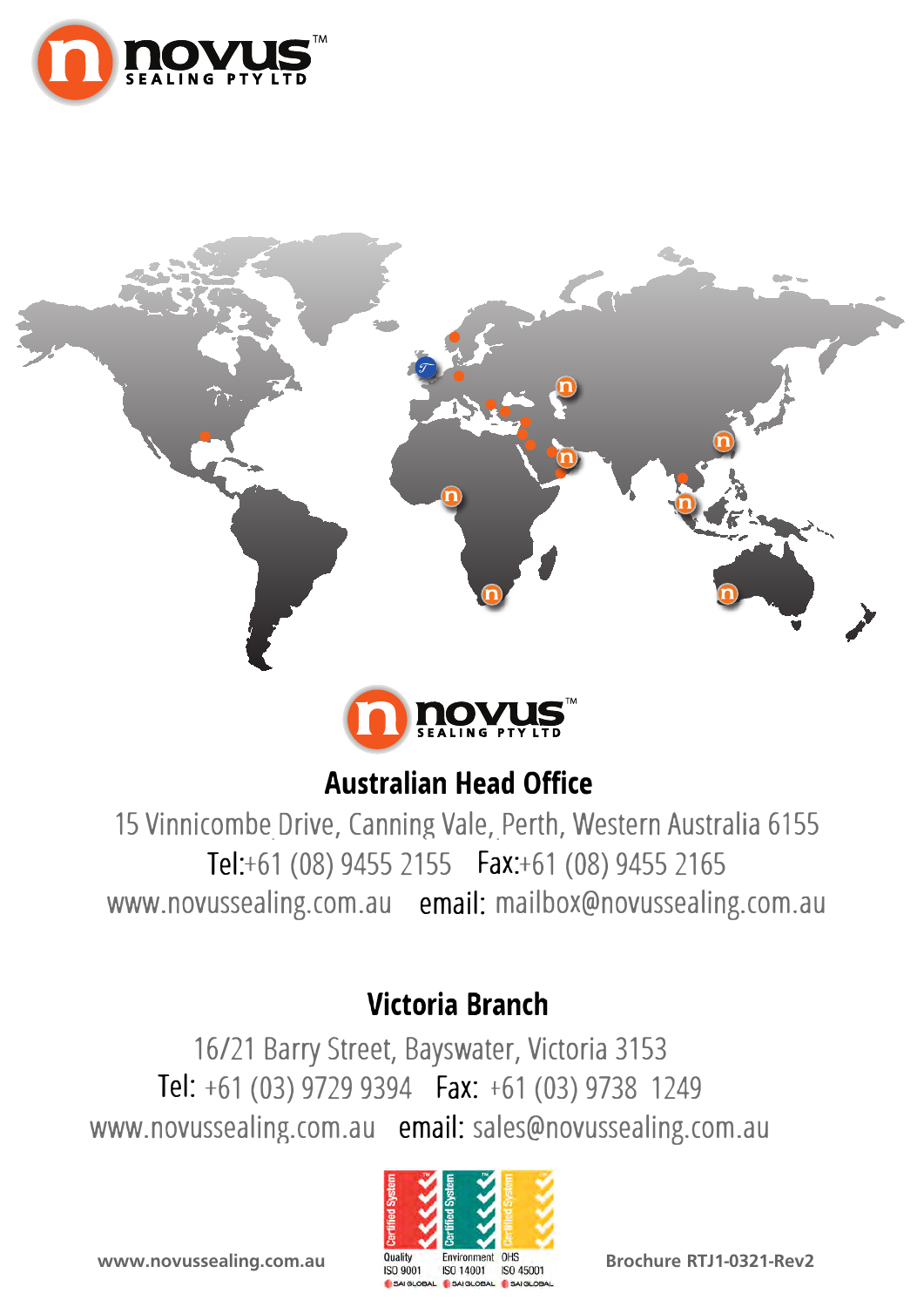**novus** SEALING PTY LTD

**novus** SEALING PTY LTD

## Australian Head Office

15 Vinnicombe Drive, Canning Vale, Perth, Western Australia 6155

Tel:+61 (08) 9455 2155 Fax:+61 (08) 9455 2165

www.novussealing.com.au email: mailbox@novussealing.com.au

## Victoria Branch

16/21 Barry Street, Bayswater, Victoria 3153

Tel: +61 (03) 9729 9394 Fax: +61 (03) 9738 1249

www.novussealing.com.au email: sales@novussealing.com.au

www.novussealing.com.au

Certified System Quality ISO 9001 SAI GLOBAL

Certified System Environment ISO 14001 SAI GLOBAL

Certified System OHS ISO 45001 SAI GLOBAL

Brochure RTJ1-0321-Rev2